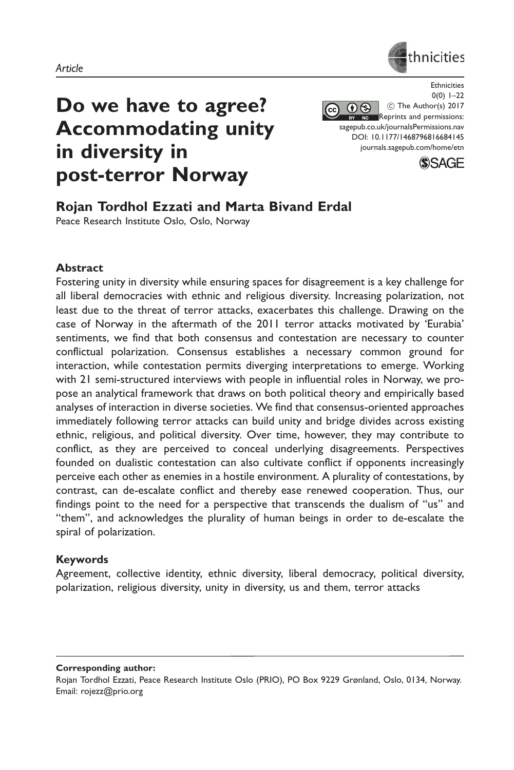*Article*

# Do we have to agree? Accommodating unity in diversity in post-terror Norway

## Rojan Tordhol Ezzati and Marta Bivand Erdal

Peace Research Institute Oslo, Oslo, Norway

### Abstract

Fostering unity in diversity while ensuring spaces for disagreement is a key challenge for all liberal democracies with ethnic and religious diversity. Increasing polarization, not least due to the threat of terror attacks, exacerbates this challenge. Drawing on the case of Norway in the aftermath of the 2011 terror attacks motivated by 'Eurabia' sentiments, we find that both consensus and contestation are necessary to counter conflictual polarization. Consensus establishes a necessary common ground for interaction, while contestation permits diverging interpretations to emerge. Working with 21 semi-structured interviews with people in influential roles in Norway, we propose an analytical framework that draws on both political theory and empirically based analyses of interaction in diverse societies. We find that consensus-oriented approaches immediately following terror attacks can build unity and bridge divides across existing ethnic, religious, and political diversity. Over time, however, they may contribute to conflict, as they are perceived to conceal underlying disagreements. Perspectives founded on dualistic contestation can also cultivate conflict if opponents increasingly perceive each other as enemies in a hostile environment. A plurality of contestations, by contrast, can de-escalate conflict and thereby ease renewed cooperation. Thus, our findings point to the need for a perspective that transcends the dualism of "us" and "them", and acknowledges the plurality of human beings in order to de-escalate the spiral of polarization.

### Keywords

Agreement, collective identity, ethnic diversity, liberal democracy, political diversity, polarization, religious diversity, unity in diversity, us and them, terror attacks

---

**Corresponding author:**
Rojan Tordhol Ezzati, Peace Research Institute Oslo (PRIO), PO Box 9229 Grønland, Oslo, 0134, Norway.
Email: rojezz@prio.org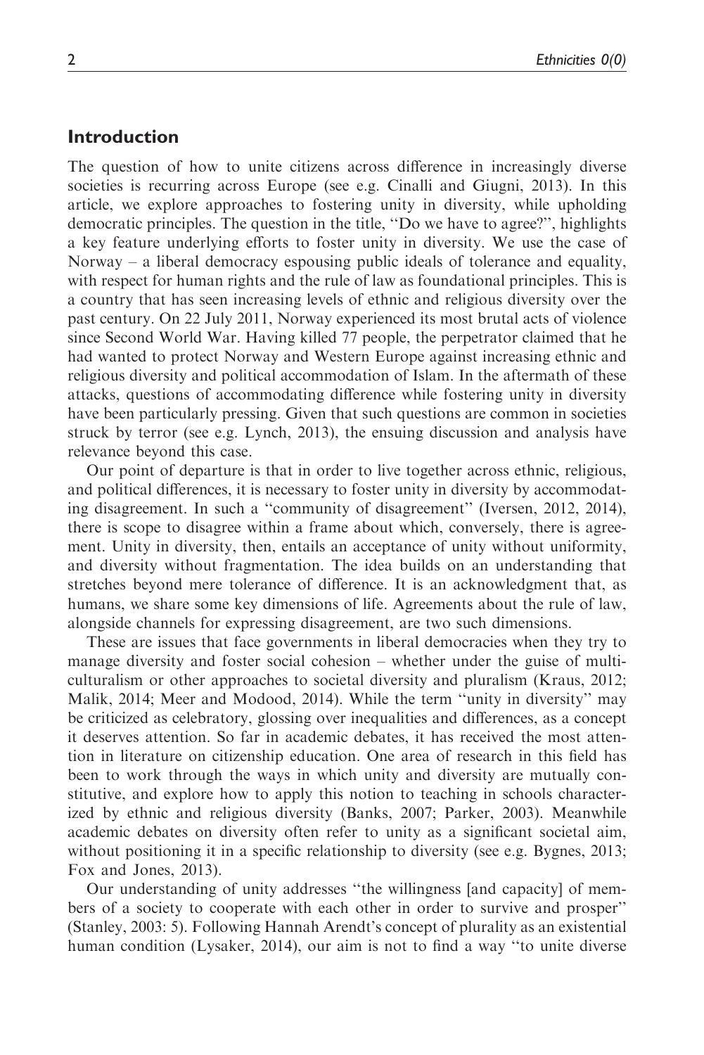## Introduction

The question of how to unite citizens across difference in increasingly diverse societies is recurring across Europe (see e.g. Cinalli and Giugni, 2013). In this article, we explore approaches to fostering unity in diversity, while upholding democratic principles. The question in the title, "Do we have to agree?", highlights a key feature underlying efforts to foster unity in diversity. We use the case of Norway – a liberal democracy espousing public ideals of tolerance and equality, with respect for human rights and the rule of law as foundational principles. This is a country that has seen increasing levels of ethnic and religious diversity over the past century. On 22 July 2011, Norway experienced its most brutal acts of violence since Second World War. Having killed 77 people, the perpetrator claimed that he had wanted to protect Norway and Western Europe against increasing ethnic and religious diversity and political accommodation of Islam. In the aftermath of these attacks, questions of accommodating difference while fostering unity in diversity have been particularly pressing. Given that such questions are common in societies struck by terror (see e.g. Lynch, 2013), the ensuing discussion and analysis have relevance beyond this case.

Our point of departure is that in order to live together across ethnic, religious, and political differences, it is necessary to foster unity in diversity by accommodating disagreement. In such a "community of disagreement" (Iversen, 2012, 2014), there is scope to disagree within a frame about which, conversely, there is agreement. Unity in diversity, then, entails an acceptance of unity without uniformity, and diversity without fragmentation. The idea builds on an understanding that stretches beyond mere tolerance of difference. It is an acknowledgment that, as humans, we share some key dimensions of life. Agreements about the rule of law, alongside channels for expressing disagreement, are two such dimensions.

These are issues that face governments in liberal democracies when they try to manage diversity and foster social cohesion – whether under the guise of multiculturalism or other approaches to societal diversity and pluralism (Kraus, 2012; Malik, 2014; Meer and Modood, 2014). While the term "unity in diversity" may be criticized as celebratory, glossing over inequalities and differences, as a concept it deserves attention. So far in academic debates, it has received the most attention in literature on citizenship education. One area of research in this field has been to work through the ways in which unity and diversity are mutually constitutive, and explore how to apply this notion to teaching in schools characterized by ethnic and religious diversity (Banks, 2007; Parker, 2003). Meanwhile academic debates on diversity often refer to unity as a significant societal aim, without positioning it in a specific relationship to diversity (see e.g. Bygnes, 2013; Fox and Jones, 2013).

Our understanding of unity addresses "the willingness [and capacity] of members of a society to cooperate with each other in order to survive and prosper" (Stanley, 2003: 5). Following Hannah Arendt's concept of plurality as an existential human condition (Lysaker, 2014), our aim is not to find a way "to unite diverse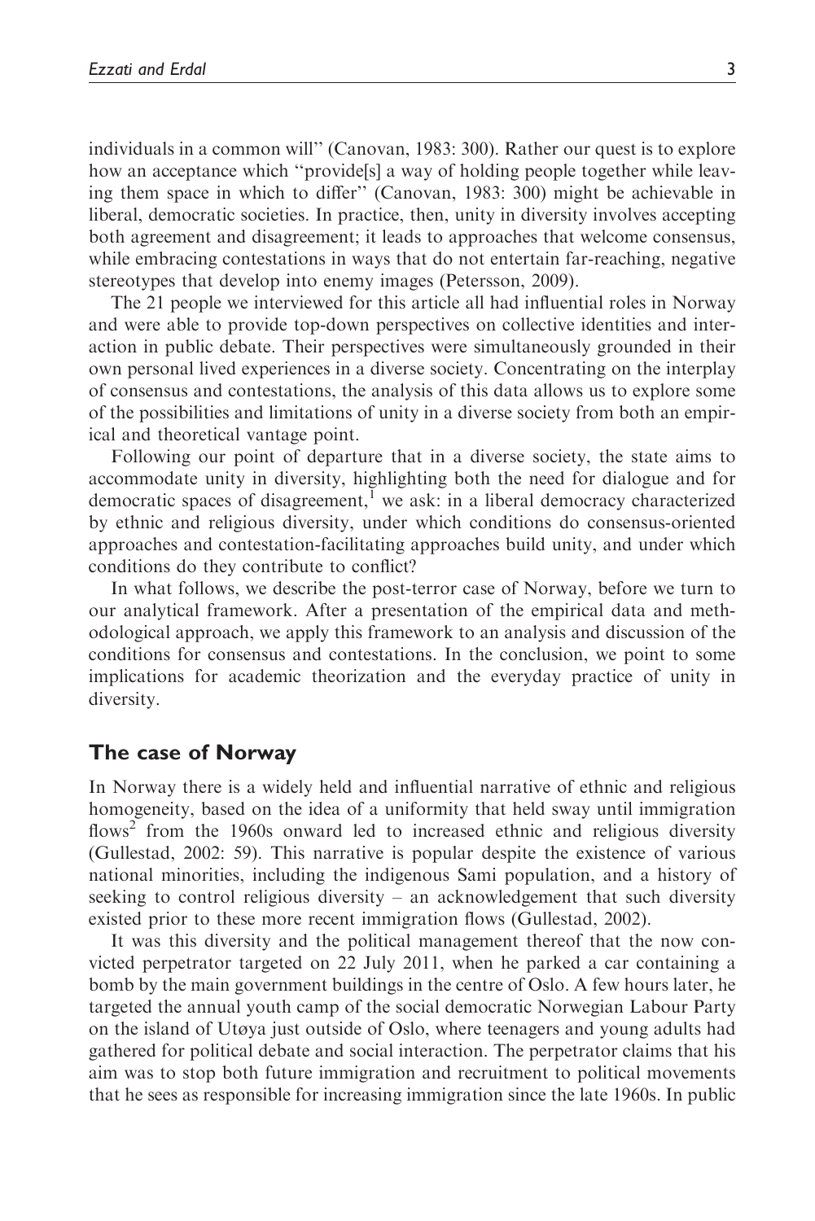individuals in a common will'' (Canovan, 1983: 300). Rather our quest is to explore how an acceptance which ''provide[s] a way of holding people together while leaving them space in which to differ'' (Canovan, 1983: 300) might be achievable in liberal, democratic societies. In practice, then, unity in diversity involves accepting both agreement and disagreement; it leads to approaches that welcome consensus, while embracing contestations in ways that do not entertain far-reaching, negative stereotypes that develop into enemy images (Petersson, 2009).

The 21 people we interviewed for this article all had influential roles in Norway and were able to provide top-down perspectives on collective identities and interaction in public debate. Their perspectives were simultaneously grounded in their own personal lived experiences in a diverse society. Concentrating on the interplay of consensus and contestations, the analysis of this data allows us to explore some of the possibilities and limitations of unity in a diverse society from both an empirical and theoretical vantage point.

Following our point of departure that in a diverse society, the state aims to accommodate unity in diversity, highlighting both the need for dialogue and for democratic spaces of disagreement,[1] we ask: in a liberal democracy characterized by ethnic and religious diversity, under which conditions do consensus-oriented approaches and contestation-facilitating approaches build unity, and under which conditions do they contribute to conflict?

In what follows, we describe the post-terror case of Norway, before we turn to our analytical framework. After a presentation of the empirical data and methodological approach, we apply this framework to an analysis and discussion of the conditions for consensus and contestations. In the conclusion, we point to some implications for academic theorization and the everyday practice of unity in diversity.

## The case of Norway

In Norway there is a widely held and influential narrative of ethnic and religious homogeneity, based on the idea of a uniformity that held sway until immigration flows[2] from the 1960s onward led to increased ethnic and religious diversity (Gullestad, 2002: 59). This narrative is popular despite the existence of various national minorities, including the indigenous Sami population, and a history of seeking to control religious diversity – an acknowledgement that such diversity existed prior to these more recent immigration flows (Gullestad, 2002).

It was this diversity and the political management thereof that the now convicted perpetrator targeted on 22 July 2011, when he parked a car containing a bomb by the main government buildings in the centre of Oslo. A few hours later, he targeted the annual youth camp of the social democratic Norwegian Labour Party on the island of Utøya just outside of Oslo, where teenagers and young adults had gathered for political debate and social interaction. The perpetrator claims that his aim was to stop both future immigration and recruitment to political movements that he sees as responsible for increasing immigration since the late 1960s. In public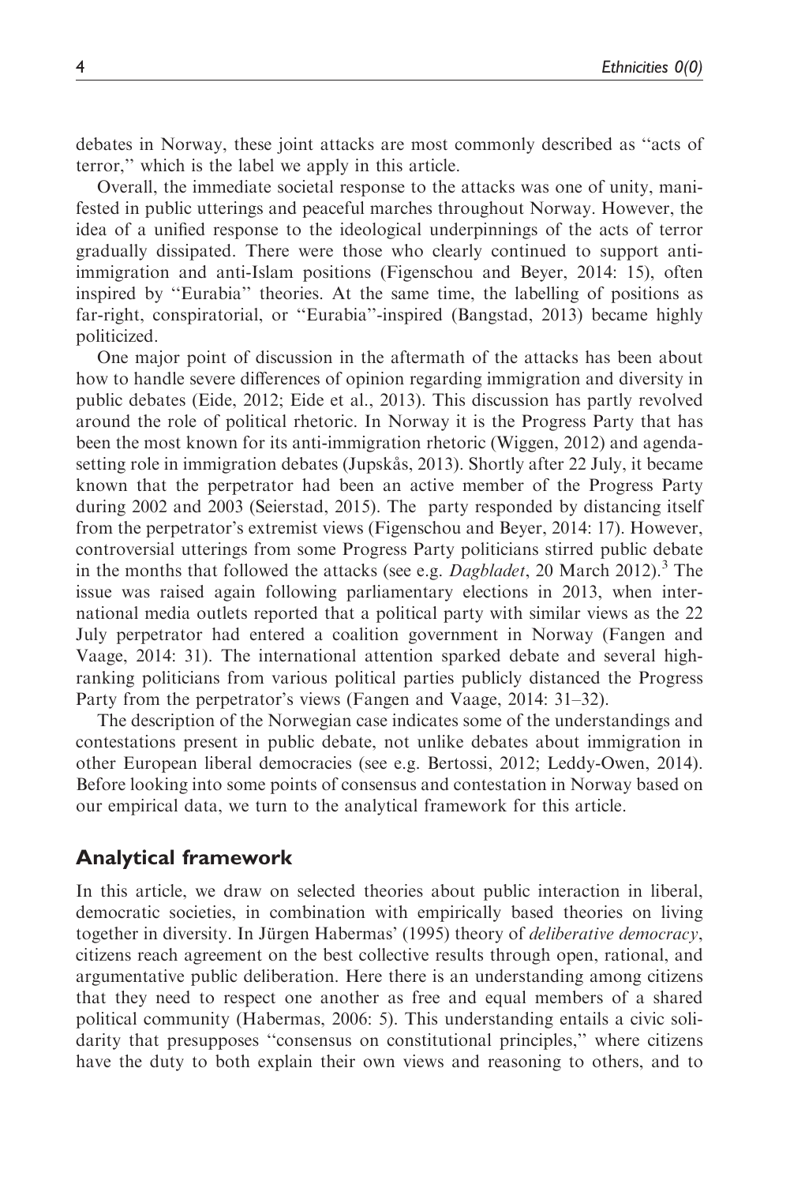debates in Norway, these joint attacks are most commonly described as ''acts of terror,'' which is the label we apply in this article.

Overall, the immediate societal response to the attacks was one of unity, manifested in public utterings and peaceful marches throughout Norway. However, the idea of a unified response to the ideological underpinnings of the acts of terror gradually dissipated. There were those who clearly continued to support anti-immigration and anti-Islam positions (Figenschou and Beyer, 2014: 15), often inspired by ''Eurabia'' theories. At the same time, the labelling of positions as far-right, conspiratorial, or ''Eurabia''-inspired (Bangstad, 2013) became highly politicized.

One major point of discussion in the aftermath of the attacks has been about how to handle severe differences of opinion regarding immigration and diversity in public debates (Eide, 2012; Eide et al., 2013). This discussion has partly revolved around the role of political rhetoric. In Norway it is the Progress Party that has been the most known for its anti-immigration rhetoric (Wiggen, 2012) and agenda-setting role in immigration debates (Jupskås, 2013). Shortly after 22 July, it became known that the perpetrator had been an active member of the Progress Party during 2002 and 2003 (Seierstad, 2015). The party responded by distancing itself from the perpetrator's extremist views (Figenschou and Beyer, 2014: 17). However, controversial utterings from some Progress Party politicians stirred public debate in the months that followed the attacks (see e.g. *Dagbladet*, 20 March 2012).[3] The issue was raised again following parliamentary elections in 2013, when international media outlets reported that a political party with similar views as the 22 July perpetrator had entered a coalition government in Norway (Fangen and Vaage, 2014: 31). The international attention sparked debate and several high-ranking politicians from various political parties publicly distanced the Progress Party from the perpetrator's views (Fangen and Vaage, 2014: 31–32).

The description of the Norwegian case indicates some of the understandings and contestations present in public debate, not unlike debates about immigration in other European liberal democracies (see e.g. Bertossi, 2012; Leddy-Owen, 2014). Before looking into some points of consensus and contestation in Norway based on our empirical data, we turn to the analytical framework for this article.

## Analytical framework

In this article, we draw on selected theories about public interaction in liberal, democratic societies, in combination with empirically based theories on living together in diversity. In Jürgen Habermas' (1995) theory of *deliberative democracy*, citizens reach agreement on the best collective results through open, rational, and argumentative public deliberation. Here there is an understanding among citizens that they need to respect one another as free and equal members of a shared political community (Habermas, 2006: 5). This understanding entails a civic solidarity that presupposes ''consensus on constitutional principles,'' where citizens have the duty to both explain their own views and reasoning to others, and to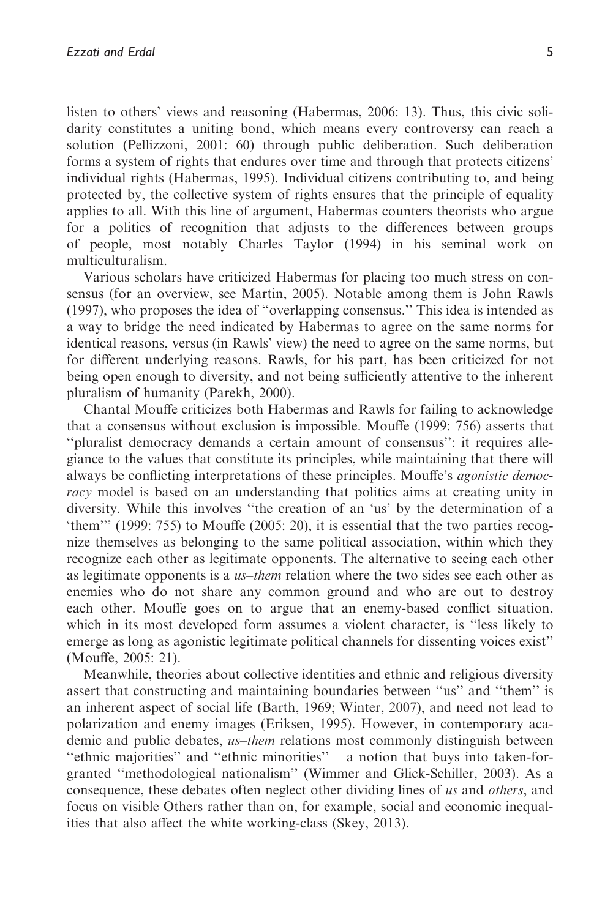listen to others' views and reasoning (Habermas, 2006: 13). Thus, this civic solidarity constitutes a uniting bond, which means every controversy can reach a solution (Pellizzoni, 2001: 60) through public deliberation. Such deliberation forms a system of rights that endures over time and through that protects citizens' individual rights (Habermas, 1995). Individual citizens contributing to, and being protected by, the collective system of rights ensures that the principle of equality applies to all. With this line of argument, Habermas counters theorists who argue for a politics of recognition that adjusts to the differences between groups of people, most notably Charles Taylor (1994) in his seminal work on multiculturalism.

Various scholars have criticized Habermas for placing too much stress on consensus (for an overview, see Martin, 2005). Notable among them is John Rawls (1997), who proposes the idea of "overlapping consensus." This idea is intended as a way to bridge the need indicated by Habermas to agree on the same norms for identical reasons, versus (in Rawls' view) the need to agree on the same norms, but for different underlying reasons. Rawls, for his part, has been criticized for not being open enough to diversity, and not being sufficiently attentive to the inherent pluralism of humanity (Parekh, 2000).

Chantal Mouffe criticizes both Habermas and Rawls for failing to acknowledge that a consensus without exclusion is impossible. Mouffe (1999: 756) asserts that "pluralist democracy demands a certain amount of consensus": it requires allegiance to the values that constitute its principles, while maintaining that there will always be conflicting interpretations of these principles. Mouffe's *agonistic democracy* model is based on an understanding that politics aims at creating unity in diversity. While this involves "the creation of an 'us' by the determination of a 'them'" (1999: 755) to Mouffe (2005: 20), it is essential that the two parties recognize themselves as belonging to the same political association, within which they recognize each other as legitimate opponents. The alternative to seeing each other as legitimate opponents is a *us–them* relation where the two sides see each other as enemies who do not share any common ground and who are out to destroy each other. Mouffe goes on to argue that an enemy-based conflict situation, which in its most developed form assumes a violent character, is "less likely to emerge as long as agonistic legitimate political channels for dissenting voices exist" (Mouffe, 2005: 21).

Meanwhile, theories about collective identities and ethnic and religious diversity assert that constructing and maintaining boundaries between "us" and "them" is an inherent aspect of social life (Barth, 1969; Winter, 2007), and need not lead to polarization and enemy images (Eriksen, 1995). However, in contemporary academic and public debates, *us–them* relations most commonly distinguish between "ethnic majorities" and "ethnic minorities" – a notion that buys into taken-for-granted "methodological nationalism" (Wimmer and Glick-Schiller, 2003). As a consequence, these debates often neglect other dividing lines of *us* and *others*, and focus on visible Others rather than on, for example, social and economic inequalities that also affect the white working-class (Skey, 2013).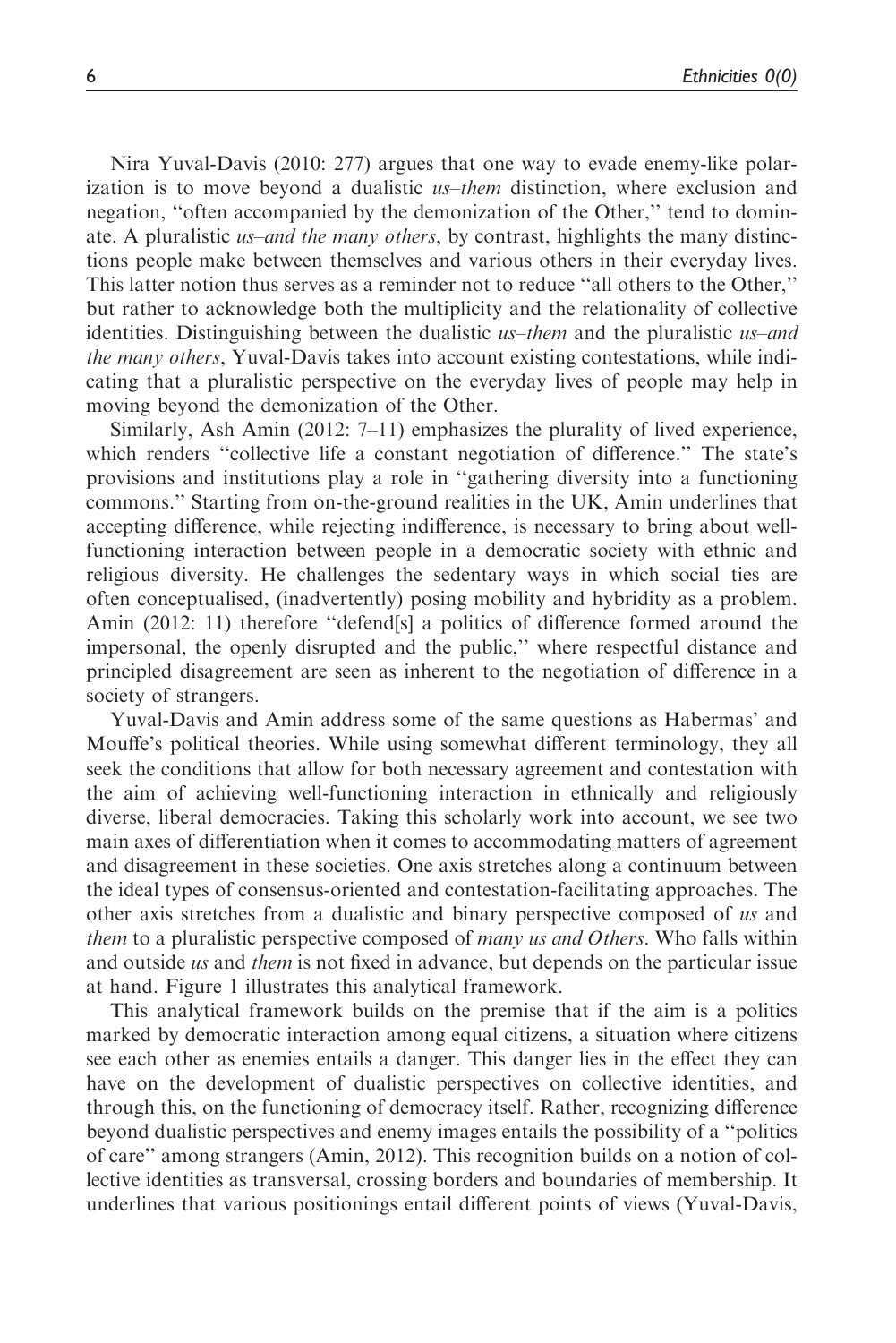Nira Yuval-Davis (2010: 277) argues that one way to evade enemy-like polarization is to move beyond a dualistic *us–them* distinction, where exclusion and negation, ''often accompanied by the demonization of the Other,'' tend to dominate. A pluralistic *us–and the many others*, by contrast, highlights the many distinctions people make between themselves and various others in their everyday lives. This latter notion thus serves as a reminder not to reduce ''all others to the Other,'' but rather to acknowledge both the multiplicity and the relationality of collective identities. Distinguishing between the dualistic *us–them* and the pluralistic *us–and the many others*, Yuval-Davis takes into account existing contestations, while indicating that a pluralistic perspective on the everyday lives of people may help in moving beyond the demonization of the Other.

Similarly, Ash Amin (2012: 7–11) emphasizes the plurality of lived experience, which renders ''collective life a constant negotiation of difference.'' The state's provisions and institutions play a role in ''gathering diversity into a functioning commons.'' Starting from on-the-ground realities in the UK, Amin underlines that accepting difference, while rejecting indifference, is necessary to bring about well-functioning interaction between people in a democratic society with ethnic and religious diversity. He challenges the sedentary ways in which social ties are often conceptualised, (inadvertently) posing mobility and hybridity as a problem. Amin (2012: 11) therefore ''defend[s] a politics of difference formed around the impersonal, the openly disrupted and the public,'' where respectful distance and principled disagreement are seen as inherent to the negotiation of difference in a society of strangers.

Yuval-Davis and Amin address some of the same questions as Habermas' and Mouffe's political theories. While using somewhat different terminology, they all seek the conditions that allow for both necessary agreement and contestation with the aim of achieving well-functioning interaction in ethnically and religiously diverse, liberal democracies. Taking this scholarly work into account, we see two main axes of differentiation when it comes to accommodating matters of agreement and disagreement in these societies. One axis stretches along a continuum between the ideal types of consensus-oriented and contestation-facilitating approaches. The other axis stretches from a dualistic and binary perspective composed of *us* and *them* to a pluralistic perspective composed of *many us and Others*. Who falls within and outside *us* and *them* is not fixed in advance, but depends on the particular issue at hand. Figure 1 illustrates this analytical framework.

This analytical framework builds on the premise that if the aim is a politics marked by democratic interaction among equal citizens, a situation where citizens see each other as enemies entails a danger. This danger lies in the effect they can have on the development of dualistic perspectives on collective identities, and through this, on the functioning of democracy itself. Rather, recognizing difference beyond dualistic perspectives and enemy images entails the possibility of a ''politics of care'' among strangers (Amin, 2012). This recognition builds on a notion of collective identities as transversal, crossing borders and boundaries of membership. It underlines that various positionings entail different points of views (Yuval-Davis,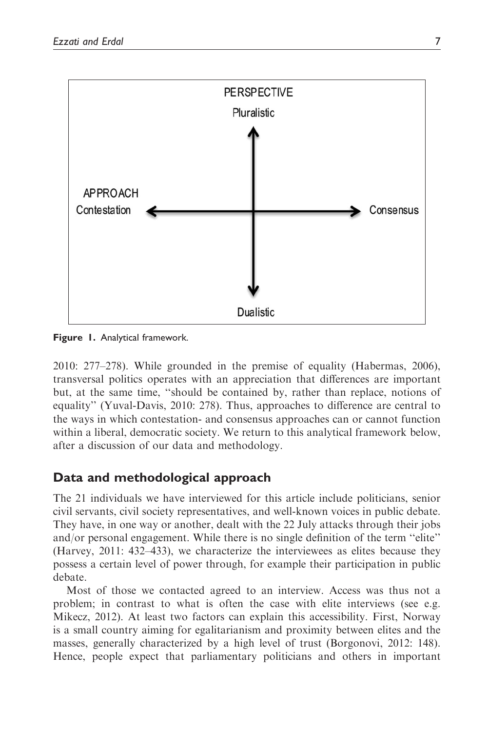PERSPECTIVE

Pluralistic

APPROACH

Contestation ⟷ Consensus

Dualistic

**Figure 1.** Analytical framework.

2010: 277–278). While grounded in the premise of equality (Habermas, 2006), transversal politics operates with an appreciation that differences are important but, at the same time, "should be contained by, rather than replace, notions of equality" (Yuval-Davis, 2010: 278). Thus, approaches to difference are central to the ways in which contestation- and consensus approaches can or cannot function within a liberal, democratic society. We return to this analytical framework below, after a discussion of our data and methodology.

## Data and methodological approach

The 21 individuals we have interviewed for this article include politicians, senior civil servants, civil society representatives, and well-known voices in public debate. They have, in one way or another, dealt with the 22 July attacks through their jobs and/or personal engagement. While there is no single definition of the term "elite" (Harvey, 2011: 432–433), we characterize the interviewees as elites because they possess a certain level of power through, for example their participation in public debate.

Most of those we contacted agreed to an interview. Access was thus not a problem; in contrast to what is often the case with elite interviews (see e.g. Mikecz, 2012). At least two factors can explain this accessibility. First, Norway is a small country aiming for egalitarianism and proximity between elites and the masses, generally characterized by a high level of trust (Borgonovi, 2012: 148). Hence, people expect that parliamentary politicians and others in important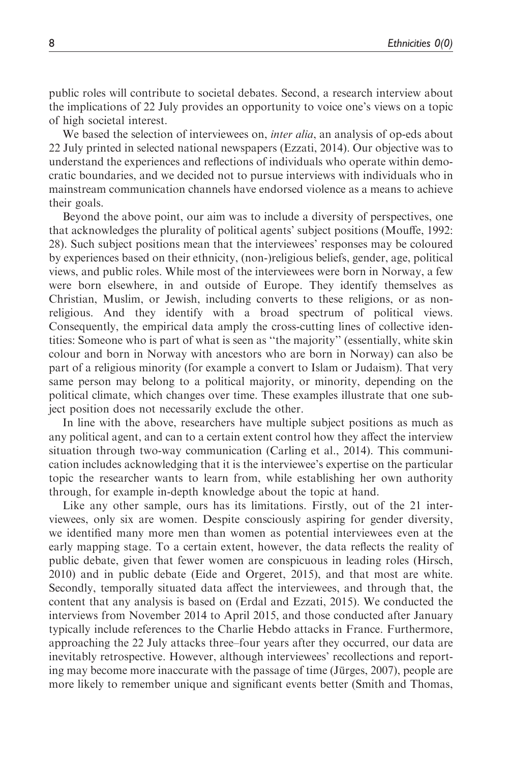public roles will contribute to societal debates. Second, a research interview about the implications of 22 July provides an opportunity to voice one's views on a topic of high societal interest.

We based the selection of interviewees on, *inter alia*, an analysis of op-eds about 22 July printed in selected national newspapers (Ezzati, 2014). Our objective was to understand the experiences and reflections of individuals who operate within democratic boundaries, and we decided not to pursue interviews with individuals who in mainstream communication channels have endorsed violence as a means to achieve their goals.

Beyond the above point, our aim was to include a diversity of perspectives, one that acknowledges the plurality of political agents' subject positions (Mouffe, 1992: 28). Such subject positions mean that the interviewees' responses may be coloured by experiences based on their ethnicity, (non-)religious beliefs, gender, age, political views, and public roles. While most of the interviewees were born in Norway, a few were born elsewhere, in and outside of Europe. They identify themselves as Christian, Muslim, or Jewish, including converts to these religions, or as non-religious. And they identify with a broad spectrum of political views. Consequently, the empirical data amply the cross-cutting lines of collective identities: Someone who is part of what is seen as "the majority" (essentially, white skin colour and born in Norway with ancestors who are born in Norway) can also be part of a religious minority (for example a convert to Islam or Judaism). That very same person may belong to a political majority, or minority, depending on the political climate, which changes over time. These examples illustrate that one subject position does not necessarily exclude the other.

In line with the above, researchers have multiple subject positions as much as any political agent, and can to a certain extent control how they affect the interview situation through two-way communication (Carling et al., 2014). This communication includes acknowledging that it is the interviewee's expertise on the particular topic the researcher wants to learn from, while establishing her own authority through, for example in-depth knowledge about the topic at hand.

Like any other sample, ours has its limitations. Firstly, out of the 21 interviewees, only six are women. Despite consciously aspiring for gender diversity, we identified many more men than women as potential interviewees even at the early mapping stage. To a certain extent, however, the data reflects the reality of public debate, given that fewer women are conspicuous in leading roles (Hirsch, 2010) and in public debate (Eide and Orgeret, 2015), and that most are white. Secondly, temporally situated data affect the interviewees, and through that, the content that any analysis is based on (Erdal and Ezzati, 2015). We conducted the interviews from November 2014 to April 2015, and those conducted after January typically include references to the Charlie Hebdo attacks in France. Furthermore, approaching the 22 July attacks three–four years after they occurred, our data are inevitably retrospective. However, although interviewees' recollections and reporting may become more inaccurate with the passage of time (Jürges, 2007), people are more likely to remember unique and significant events better (Smith and Thomas,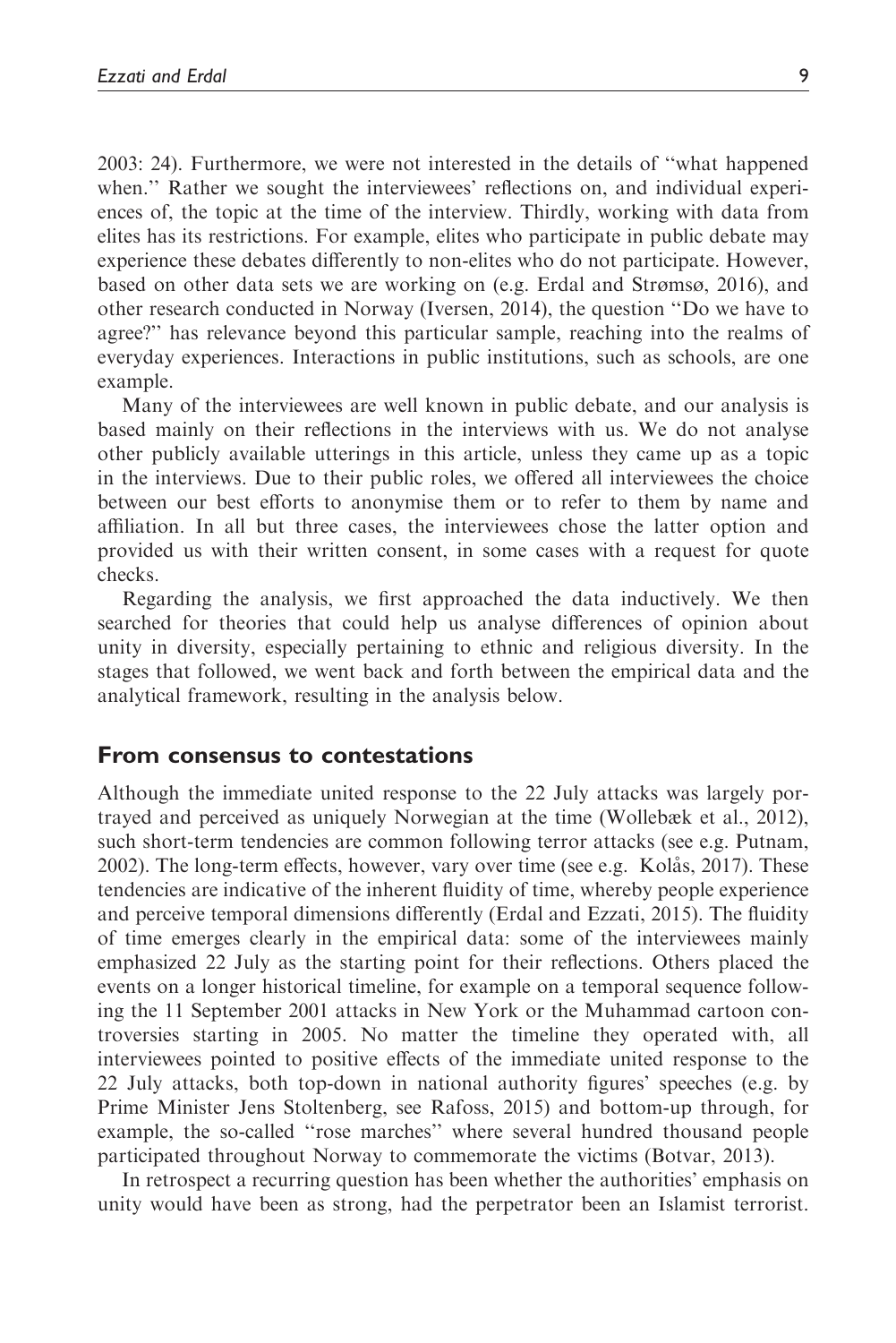2003: 24). Furthermore, we were not interested in the details of "what happened when." Rather we sought the interviewees' reflections on, and individual experiences of, the topic at the time of the interview. Thirdly, working with data from elites has its restrictions. For example, elites who participate in public debate may experience these debates differently to non-elites who do not participate. However, based on other data sets we are working on (e.g. Erdal and Strømsø, 2016), and other research conducted in Norway (Iversen, 2014), the question "Do we have to agree?" has relevance beyond this particular sample, reaching into the realms of everyday experiences. Interactions in public institutions, such as schools, are one example.

Many of the interviewees are well known in public debate, and our analysis is based mainly on their reflections in the interviews with us. We do not analyse other publicly available utterings in this article, unless they came up as a topic in the interviews. Due to their public roles, we offered all interviewees the choice between our best efforts to anonymise them or to refer to them by name and affiliation. In all but three cases, the interviewees chose the latter option and provided us with their written consent, in some cases with a request for quote checks.

Regarding the analysis, we first approached the data inductively. We then searched for theories that could help us analyse differences of opinion about unity in diversity, especially pertaining to ethnic and religious diversity. In the stages that followed, we went back and forth between the empirical data and the analytical framework, resulting in the analysis below.

## From consensus to contestations

Although the immediate united response to the 22 July attacks was largely portrayed and perceived as uniquely Norwegian at the time (Wollebæk et al., 2012), such short-term tendencies are common following terror attacks (see e.g. Putnam, 2002). The long-term effects, however, vary over time (see e.g. Kolås, 2017). These tendencies are indicative of the inherent fluidity of time, whereby people experience and perceive temporal dimensions differently (Erdal and Ezzati, 2015). The fluidity of time emerges clearly in the empirical data: some of the interviewees mainly emphasized 22 July as the starting point for their reflections. Others placed the events on a longer historical timeline, for example on a temporal sequence following the 11 September 2001 attacks in New York or the Muhammad cartoon controversies starting in 2005. No matter the timeline they operated with, all interviewees pointed to positive effects of the immediate united response to the 22 July attacks, both top-down in national authority figures' speeches (e.g. by Prime Minister Jens Stoltenberg, see Rafoss, 2015) and bottom-up through, for example, the so-called "rose marches" where several hundred thousand people participated throughout Norway to commemorate the victims (Botvar, 2013).

In retrospect a recurring question has been whether the authorities' emphasis on unity would have been as strong, had the perpetrator been an Islamist terrorist.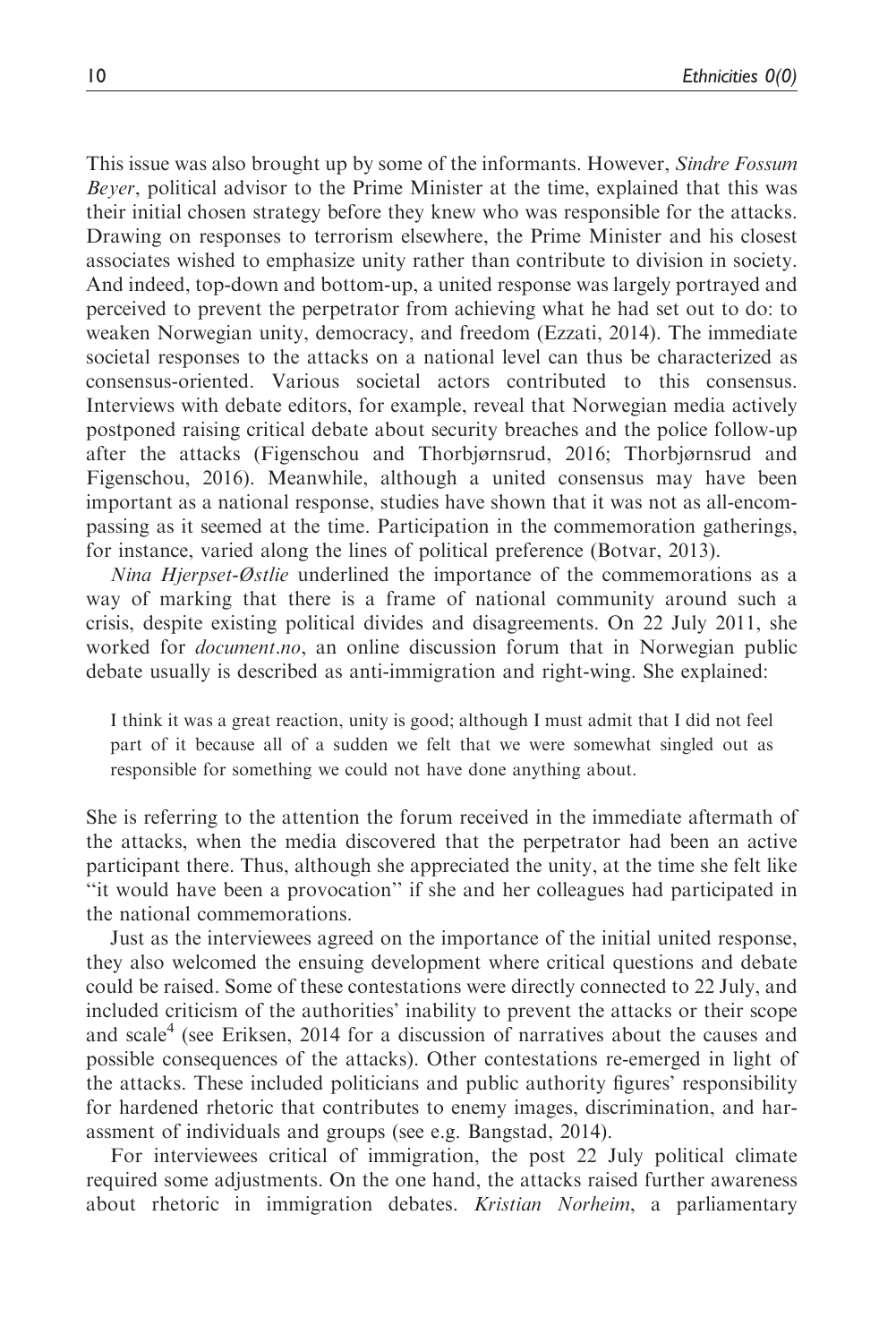This issue was also brought up by some of the informants. However, *Sindre Fossum Beyer*, political advisor to the Prime Minister at the time, explained that this was their initial chosen strategy before they knew who was responsible for the attacks. Drawing on responses to terrorism elsewhere, the Prime Minister and his closest associates wished to emphasize unity rather than contribute to division in society. And indeed, top-down and bottom-up, a united response was largely portrayed and perceived to prevent the perpetrator from achieving what he had set out to do: to weaken Norwegian unity, democracy, and freedom (Ezzati, 2014). The immediate societal responses to the attacks on a national level can thus be characterized as consensus-oriented. Various societal actors contributed to this consensus. Interviews with debate editors, for example, reveal that Norwegian media actively postponed raising critical debate about security breaches and the police follow-up after the attacks (Figenschou and Thorbjørnsrud, 2016; Thorbjørnsrud and Figenschou, 2016). Meanwhile, although a united consensus may have been important as a national response, studies have shown that it was not as all-encompassing as it seemed at the time. Participation in the commemoration gatherings, for instance, varied along the lines of political preference (Botvar, 2013).

*Nina Hjerpset-Østlie* underlined the importance of the commemorations as a way of marking that there is a frame of national community around such a crisis, despite existing political divides and disagreements. On 22 July 2011, she worked for *document.no*, an online discussion forum that in Norwegian public debate usually is described as anti-immigration and right-wing. She explained:

> I think it was a great reaction, unity is good; although I must admit that I did not feel part of it because all of a sudden we felt that we were somewhat singled out as responsible for something we could not have done anything about.

She is referring to the attention the forum received in the immediate aftermath of the attacks, when the media discovered that the perpetrator had been an active participant there. Thus, although she appreciated the unity, at the time she felt like "it would have been a provocation" if she and her colleagues had participated in the national commemorations.

Just as the interviewees agreed on the importance of the initial united response, they also welcomed the ensuing development where critical questions and debate could be raised. Some of these contestations were directly connected to 22 July, and included criticism of the authorities' inability to prevent the attacks or their scope and scale[4] (see Eriksen, 2014 for a discussion of narratives about the causes and possible consequences of the attacks). Other contestations re-emerged in light of the attacks. These included politicians and public authority figures' responsibility for hardened rhetoric that contributes to enemy images, discrimination, and harassment of individuals and groups (see e.g. Bangstad, 2014).

For interviewees critical of immigration, the post 22 July political climate required some adjustments. On the one hand, the attacks raised further awareness about rhetoric in immigration debates. *Kristian Norheim*, a parliamentary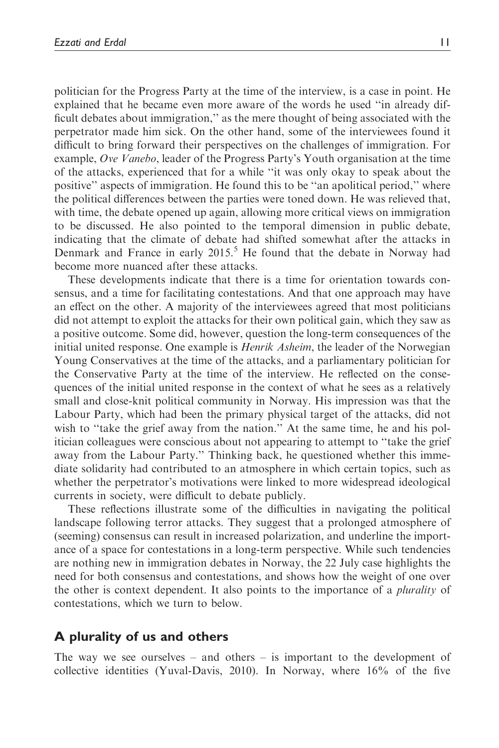politician for the Progress Party at the time of the interview, is a case in point. He explained that he became even more aware of the words he used "in already difficult debates about immigration," as the mere thought of being associated with the perpetrator made him sick. On the other hand, some of the interviewees found it difficult to bring forward their perspectives on the challenges of immigration. For example, *Ove Vanebo*, leader of the Progress Party's Youth organisation at the time of the attacks, experienced that for a while "it was only okay to speak about the positive" aspects of immigration. He found this to be "an apolitical period," where the political differences between the parties were toned down. He was relieved that, with time, the debate opened up again, allowing more critical views on immigration to be discussed. He also pointed to the temporal dimension in public debate, indicating that the climate of debate had shifted somewhat after the attacks in Denmark and France in early 2015.[5] He found that the debate in Norway had become more nuanced after these attacks.

These developments indicate that there is a time for orientation towards consensus, and a time for facilitating contestations. And that one approach may have an effect on the other. A majority of the interviewees agreed that most politicians did not attempt to exploit the attacks for their own political gain, which they saw as a positive outcome. Some did, however, question the long-term consequences of the initial united response. One example is *Henrik Asheim*, the leader of the Norwegian Young Conservatives at the time of the attacks, and a parliamentary politician for the Conservative Party at the time of the interview. He reflected on the consequences of the initial united response in the context of what he sees as a relatively small and close-knit political community in Norway. His impression was that the Labour Party, which had been the primary physical target of the attacks, did not wish to "take the grief away from the nation." At the same time, he and his politician colleagues were conscious about not appearing to attempt to "take the grief away from the Labour Party." Thinking back, he questioned whether this immediate solidarity had contributed to an atmosphere in which certain topics, such as whether the perpetrator's motivations were linked to more widespread ideological currents in society, were difficult to debate publicly.

These reflections illustrate some of the difficulties in navigating the political landscape following terror attacks. They suggest that a prolonged atmosphere of (seeming) consensus can result in increased polarization, and underline the importance of a space for contestations in a long-term perspective. While such tendencies are nothing new in immigration debates in Norway, the 22 July case highlights the need for both consensus and contestations, and shows how the weight of one over the other is context dependent. It also points to the importance of a *plurality* of contestations, which we turn to below.

## A plurality of us and others

The way we see ourselves – and others – is important to the development of collective identities (Yuval-Davis, 2010). In Norway, where 16% of the five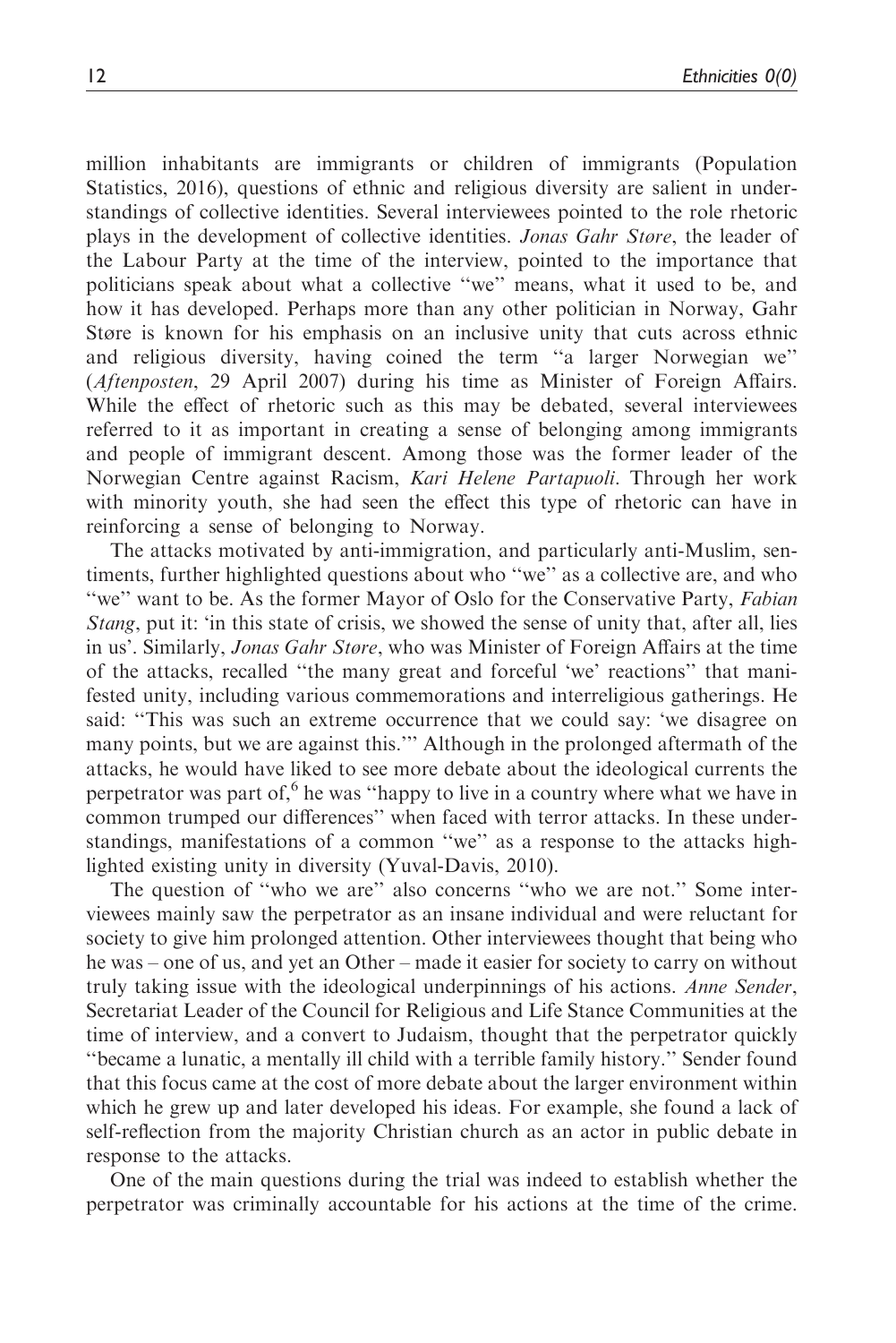million inhabitants are immigrants or children of immigrants (Population Statistics, 2016), questions of ethnic and religious diversity are salient in understandings of collective identities. Several interviewees pointed to the role rhetoric plays in the development of collective identities. *Jonas Gahr Støre*, the leader of the Labour Party at the time of the interview, pointed to the importance that politicians speak about what a collective "we" means, what it used to be, and how it has developed. Perhaps more than any other politician in Norway, Gahr Støre is known for his emphasis on an inclusive unity that cuts across ethnic and religious diversity, having coined the term "a larger Norwegian we" (*Aftenposten*, 29 April 2007) during his time as Minister of Foreign Affairs. While the effect of rhetoric such as this may be debated, several interviewees referred to it as important in creating a sense of belonging among immigrants and people of immigrant descent. Among those was the former leader of the Norwegian Centre against Racism, *Kari Helene Partapuoli*. Through her work with minority youth, she had seen the effect this type of rhetoric can have in reinforcing a sense of belonging to Norway.

The attacks motivated by anti-immigration, and particularly anti-Muslim, sentiments, further highlighted questions about who "we" as a collective are, and who "we" want to be. As the former Mayor of Oslo for the Conservative Party, *Fabian Stang*, put it: 'in this state of crisis, we showed the sense of unity that, after all, lies in us'. Similarly, *Jonas Gahr Støre*, who was Minister of Foreign Affairs at the time of the attacks, recalled "the many great and forceful 'we' reactions" that manifested unity, including various commemorations and interreligious gatherings. He said: "This was such an extreme occurrence that we could say: 'we disagree on many points, but we are against this.'" Although in the prolonged aftermath of the attacks, he would have liked to see more debate about the ideological currents the perpetrator was part of,[6] he was "happy to live in a country where what we have in common trumped our differences" when faced with terror attacks. In these understandings, manifestations of a common "we" as a response to the attacks highlighted existing unity in diversity (Yuval-Davis, 2010).

The question of "who we are" also concerns "who we are not." Some interviewees mainly saw the perpetrator as an insane individual and were reluctant for society to give him prolonged attention. Other interviewees thought that being who he was – one of us, and yet an Other – made it easier for society to carry on without truly taking issue with the ideological underpinnings of his actions. *Anne Sender*, Secretariat Leader of the Council for Religious and Life Stance Communities at the time of interview, and a convert to Judaism, thought that the perpetrator quickly "became a lunatic, a mentally ill child with a terrible family history." Sender found that this focus came at the cost of more debate about the larger environment within which he grew up and later developed his ideas. For example, she found a lack of self-reflection from the majority Christian church as an actor in public debate in response to the attacks.

One of the main questions during the trial was indeed to establish whether the perpetrator was criminally accountable for his actions at the time of the crime.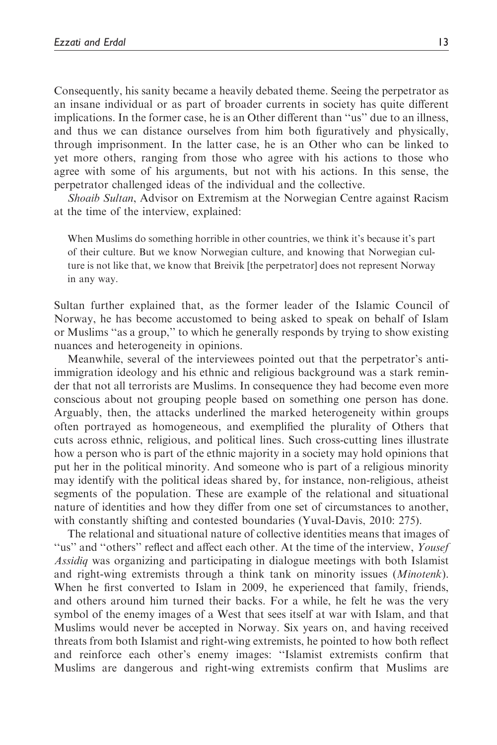Consequently, his sanity became a heavily debated theme. Seeing the perpetrator as an insane individual or as part of broader currents in society has quite different implications. In the former case, he is an Other different than ''us'' due to an illness, and thus we can distance ourselves from him both figuratively and physically, through imprisonment. In the latter case, he is an Other who can be linked to yet more others, ranging from those who agree with his actions to those who agree with some of his arguments, but not with his actions. In this sense, the perpetrator challenged ideas of the individual and the collective.

*Shoaib Sultan*, Advisor on Extremism at the Norwegian Centre against Racism at the time of the interview, explained:

> When Muslims do something horrible in other countries, we think it's because it's part of their culture. But we know Norwegian culture, and knowing that Norwegian culture is not like that, we know that Breivik [the perpetrator] does not represent Norway in any way.

Sultan further explained that, as the former leader of the Islamic Council of Norway, he has become accustomed to being asked to speak on behalf of Islam or Muslims ''as a group,'' to which he generally responds by trying to show existing nuances and heterogeneity in opinions.

Meanwhile, several of the interviewees pointed out that the perpetrator's anti-immigration ideology and his ethnic and religious background was a stark reminder that not all terrorists are Muslims. In consequence they had become even more conscious about not grouping people based on something one person has done. Arguably, then, the attacks underlined the marked heterogeneity within groups often portrayed as homogeneous, and exemplified the plurality of Others that cuts across ethnic, religious, and political lines. Such cross-cutting lines illustrate how a person who is part of the ethnic majority in a society may hold opinions that put her in the political minority. And someone who is part of a religious minority may identify with the political ideas shared by, for instance, non-religious, atheist segments of the population. These are example of the relational and situational nature of identities and how they differ from one set of circumstances to another, with constantly shifting and contested boundaries (Yuval-Davis, 2010: 275).

The relational and situational nature of collective identities means that images of ''us'' and ''others'' reflect and affect each other. At the time of the interview, *Yousef Assidiq* was organizing and participating in dialogue meetings with both Islamist and right-wing extremists through a think tank on minority issues (*Minotenk*). When he first converted to Islam in 2009, he experienced that family, friends, and others around him turned their backs. For a while, he felt he was the very symbol of the enemy images of a West that sees itself at war with Islam, and that Muslims would never be accepted in Norway. Six years on, and having received threats from both Islamist and right-wing extremists, he pointed to how both reflect and reinforce each other's enemy images: ''Islamist extremists confirm that Muslims are dangerous and right-wing extremists confirm that Muslims are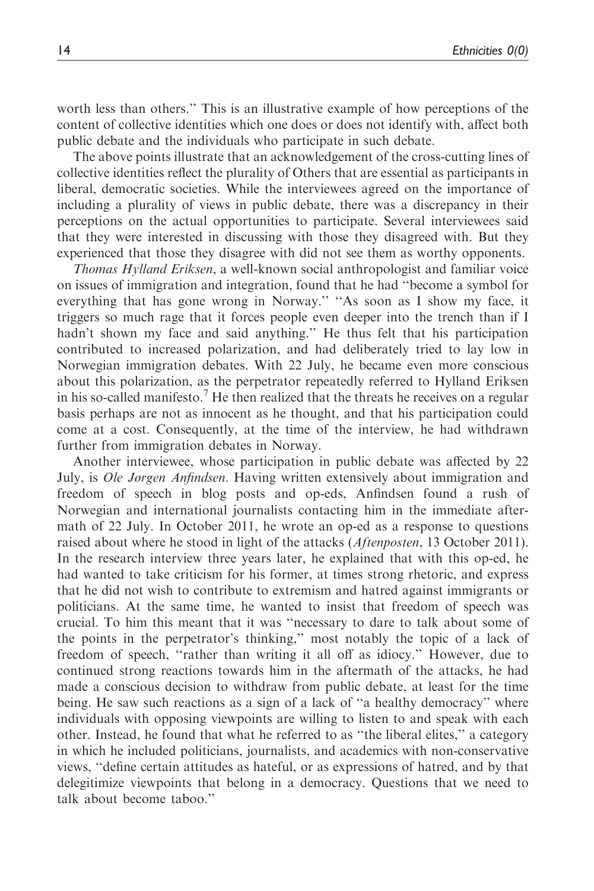worth less than others." This is an illustrative example of how perceptions of the content of collective identities which one does or does not identify with, affect both public debate and the individuals who participate in such debate.

The above points illustrate that an acknowledgement of the cross-cutting lines of collective identities reflect the plurality of Others that are essential as participants in liberal, democratic societies. While the interviewees agreed on the importance of including a plurality of views in public debate, there was a discrepancy in their perceptions on the actual opportunities to participate. Several interviewees said that they were interested in discussing with those they disagreed with. But they experienced that those they disagree with did not see them as worthy opponents.

*Thomas Hylland Eriksen*, a well-known social anthropologist and familiar voice on issues of immigration and integration, found that he had "become a symbol for everything that has gone wrong in Norway." "As soon as I show my face, it triggers so much rage that it forces people even deeper into the trench than if I hadn't shown my face and said anything." He thus felt that his participation contributed to increased polarization, and had deliberately tried to lay low in Norwegian immigration debates. With 22 July, he became even more conscious about this polarization, as the perpetrator repeatedly referred to Hylland Eriksen in his so-called manifesto.[7] He then realized that the threats he receives on a regular basis perhaps are not as innocent as he thought, and that his participation could come at a cost. Consequently, at the time of the interview, he had withdrawn further from immigration debates in Norway.

Another interviewee, whose participation in public debate was affected by 22 July, is *Ole Jørgen Anfindsen*. Having written extensively about immigration and freedom of speech in blog posts and op-eds, Anfindsen found a rush of Norwegian and international journalists contacting him in the immediate aftermath of 22 July. In October 2011, he wrote an op-ed as a response to questions raised about where he stood in light of the attacks (*Aftenposten*, 13 October 2011). In the research interview three years later, he explained that with this op-ed, he had wanted to take criticism for his former, at times strong rhetoric, and express that he did not wish to contribute to extremism and hatred against immigrants or politicians. At the same time, he wanted to insist that freedom of speech was crucial. To him this meant that it was "necessary to dare to talk about some of the points in the perpetrator's thinking," most notably the topic of a lack of freedom of speech, "rather than writing it all off as idiocy." However, due to continued strong reactions towards him in the aftermath of the attacks, he had made a conscious decision to withdraw from public debate, at least for the time being. He saw such reactions as a sign of a lack of "a healthy democracy" where individuals with opposing viewpoints are willing to listen to and speak with each other. Instead, he found that what he referred to as "the liberal elites," a category in which he included politicians, journalists, and academics with non-conservative views, "define certain attitudes as hateful, or as expressions of hatred, and by that delegitimize viewpoints that belong in a democracy. Questions that we need to talk about become taboo."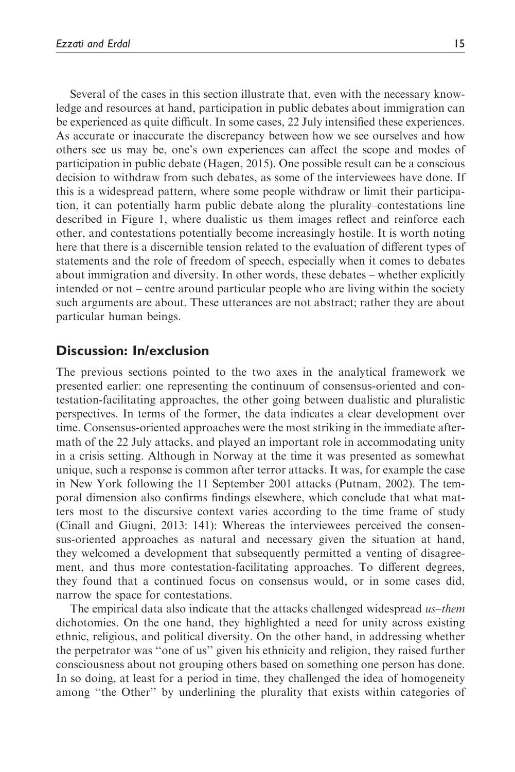Several of the cases in this section illustrate that, even with the necessary knowledge and resources at hand, participation in public debates about immigration can be experienced as quite difficult. In some cases, 22 July intensified these experiences. As accurate or inaccurate the discrepancy between how we see ourselves and how others see us may be, one's own experiences can affect the scope and modes of participation in public debate (Hagen, 2015). One possible result can be a conscious decision to withdraw from such debates, as some of the interviewees have done. If this is a widespread pattern, where some people withdraw or limit their participation, it can potentially harm public debate along the plurality–contestations line described in Figure 1, where dualistic us–them images reflect and reinforce each other, and contestations potentially become increasingly hostile. It is worth noting here that there is a discernible tension related to the evaluation of different types of statements and the role of freedom of speech, especially when it comes to debates about immigration and diversity. In other words, these debates – whether explicitly intended or not – centre around particular people who are living within the society such arguments are about. These utterances are not abstract; rather they are about particular human beings.

## Discussion: In/exclusion

The previous sections pointed to the two axes in the analytical framework we presented earlier: one representing the continuum of consensus-oriented and contestation-facilitating approaches, the other going between dualistic and pluralistic perspectives. In terms of the former, the data indicates a clear development over time. Consensus-oriented approaches were the most striking in the immediate aftermath of the 22 July attacks, and played an important role in accommodating unity in a crisis setting. Although in Norway at the time it was presented as somewhat unique, such a response is common after terror attacks. It was, for example the case in New York following the 11 September 2001 attacks (Putnam, 2002). The temporal dimension also confirms findings elsewhere, which conclude that what matters most to the discursive context varies according to the time frame of study (Cinall and Giugni, 2013: 141): Whereas the interviewees perceived the consensus-oriented approaches as natural and necessary given the situation at hand, they welcomed a development that subsequently permitted a venting of disagreement, and thus more contestation-facilitating approaches. To different degrees, they found that a continued focus on consensus would, or in some cases did, narrow the space for contestations.

The empirical data also indicate that the attacks challenged widespread *us–them* dichotomies. On the one hand, they highlighted a need for unity across existing ethnic, religious, and political diversity. On the other hand, in addressing whether the perpetrator was ''one of us'' given his ethnicity and religion, they raised further consciousness about not grouping others based on something one person has done. In so doing, at least for a period in time, they challenged the idea of homogeneity among ''the Other'' by underlining the plurality that exists within categories of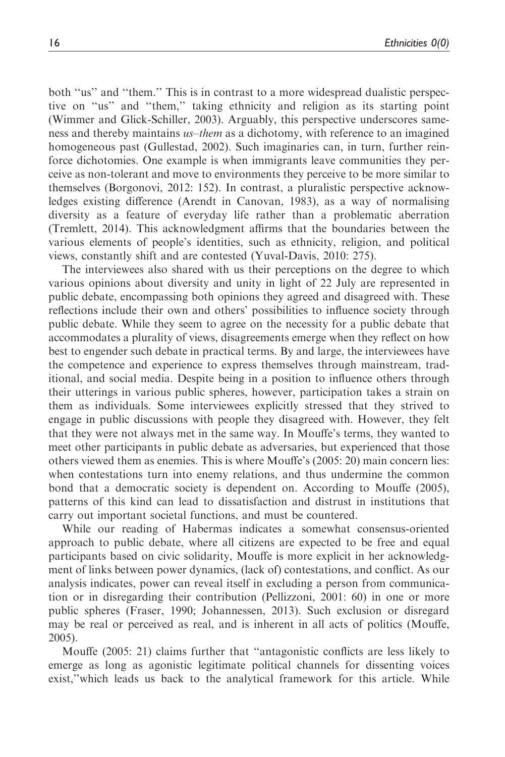both "us" and "them." This is in contrast to a more widespread dualistic perspective on "us" and "them," taking ethnicity and religion as its starting point (Wimmer and Glick-Schiller, 2003). Arguably, this perspective underscores sameness and thereby maintains *us–them* as a dichotomy, with reference to an imagined homogeneous past (Gullestad, 2002). Such imaginaries can, in turn, further reinforce dichotomies. One example is when immigrants leave communities they perceive as non-tolerant and move to environments they perceive to be more similar to themselves (Borgonovi, 2012: 152). In contrast, a pluralistic perspective acknowledges existing difference (Arendt in Canovan, 1983), as a way of normalising diversity as a feature of everyday life rather than a problematic aberration (Tremlett, 2014). This acknowledgment affirms that the boundaries between the various elements of people's identities, such as ethnicity, religion, and political views, constantly shift and are contested (Yuval-Davis, 2010: 275).

The interviewees also shared with us their perceptions on the degree to which various opinions about diversity and unity in light of 22 July are represented in public debate, encompassing both opinions they agreed and disagreed with. These reflections include their own and others' possibilities to influence society through public debate. While they seem to agree on the necessity for a public debate that accommodates a plurality of views, disagreements emerge when they reflect on how best to engender such debate in practical terms. By and large, the interviewees have the competence and experience to express themselves through mainstream, traditional, and social media. Despite being in a position to influence others through their utterings in various public spheres, however, participation takes a strain on them as individuals. Some interviewees explicitly stressed that they strived to engage in public discussions with people they disagreed with. However, they felt that they were not always met in the same way. In Mouffe's terms, they wanted to meet other participants in public debate as adversaries, but experienced that those others viewed them as enemies. This is where Mouffe's (2005: 20) main concern lies: when contestations turn into enemy relations, and thus undermine the common bond that a democratic society is dependent on. According to Mouffe (2005), patterns of this kind can lead to dissatisfaction and distrust in institutions that carry out important societal functions, and must be countered.

While our reading of Habermas indicates a somewhat consensus-oriented approach to public debate, where all citizens are expected to be free and equal participants based on civic solidarity, Mouffe is more explicit in her acknowledgment of links between power dynamics, (lack of) contestations, and conflict. As our analysis indicates, power can reveal itself in excluding a person from communication or in disregarding their contribution (Pellizzoni, 2001: 60) in one or more public spheres (Fraser, 1990; Johannessen, 2013). Such exclusion or disregard may be real or perceived as real, and is inherent in all acts of politics (Mouffe, 2005).

Mouffe (2005: 21) claims further that "antagonistic conflicts are less likely to emerge as long as agonistic legitimate political channels for dissenting voices exist,"which leads us back to the analytical framework for this article. While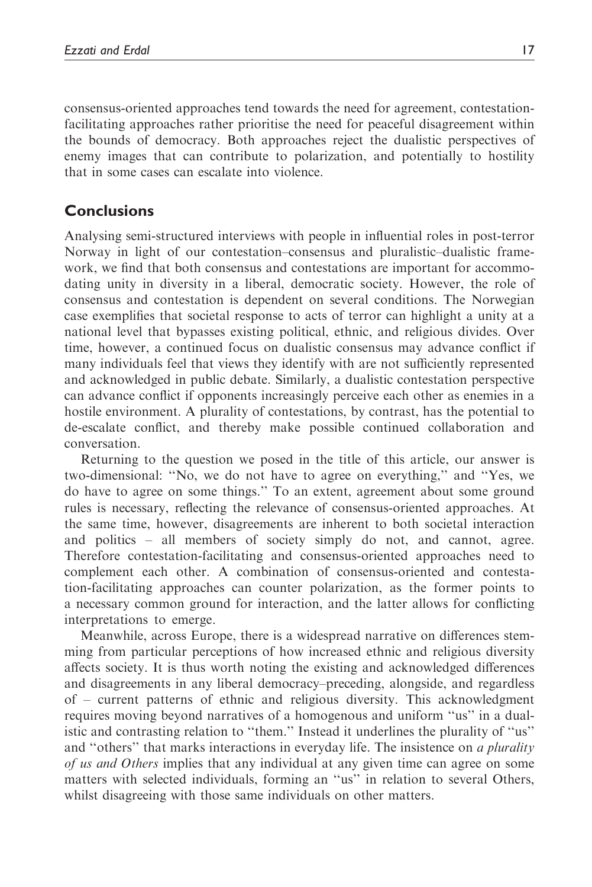consensus-oriented approaches tend towards the need for agreement, contestation-facilitating approaches rather prioritise the need for peaceful disagreement within the bounds of democracy. Both approaches reject the dualistic perspectives of enemy images that can contribute to polarization, and potentially to hostility that in some cases can escalate into violence.

## Conclusions

Analysing semi-structured interviews with people in influential roles in post-terror Norway in light of our contestation–consensus and pluralistic–dualistic framework, we find that both consensus and contestations are important for accommodating unity in diversity in a liberal, democratic society. However, the role of consensus and contestation is dependent on several conditions. The Norwegian case exemplifies that societal response to acts of terror can highlight a unity at a national level that bypasses existing political, ethnic, and religious divides. Over time, however, a continued focus on dualistic consensus may advance conflict if many individuals feel that views they identify with are not sufficiently represented and acknowledged in public debate. Similarly, a dualistic contestation perspective can advance conflict if opponents increasingly perceive each other as enemies in a hostile environment. A plurality of contestations, by contrast, has the potential to de-escalate conflict, and thereby make possible continued collaboration and conversation.

Returning to the question we posed in the title of this article, our answer is two-dimensional: "No, we do not have to agree on everything," and "Yes, we do have to agree on some things." To an extent, agreement about some ground rules is necessary, reflecting the relevance of consensus-oriented approaches. At the same time, however, disagreements are inherent to both societal interaction and politics – all members of society simply do not, and cannot, agree. Therefore contestation-facilitating and consensus-oriented approaches need to complement each other. A combination of consensus-oriented and contestation-facilitating approaches can counter polarization, as the former points to a necessary common ground for interaction, and the latter allows for conflicting interpretations to emerge.

Meanwhile, across Europe, there is a widespread narrative on differences stemming from particular perceptions of how increased ethnic and religious diversity affects society. It is thus worth noting the existing and acknowledged differences and disagreements in any liberal democracy–preceding, alongside, and regardless of – current patterns of ethnic and religious diversity. This acknowledgment requires moving beyond narratives of a homogenous and uniform "us" in a dualistic and contrasting relation to "them." Instead it underlines the plurality of "us" and "others" that marks interactions in everyday life. The insistence on *a plurality of us and Others* implies that any individual at any given time can agree on some matters with selected individuals, forming an "us" in relation to several Others, whilst disagreeing with those same individuals on other matters.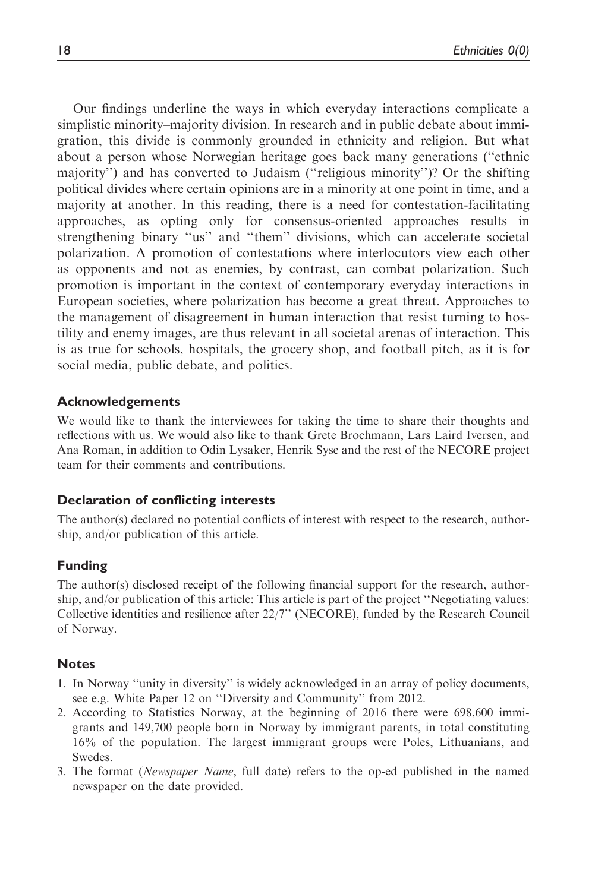Our findings underline the ways in which everyday interactions complicate a simplistic minority–majority division. In research and in public debate about immigration, this divide is commonly grounded in ethnicity and religion. But what about a person whose Norwegian heritage goes back many generations (''ethnic majority'') and has converted to Judaism (''religious minority'')? Or the shifting political divides where certain opinions are in a minority at one point in time, and a majority at another. In this reading, there is a need for contestation-facilitating approaches, as opting only for consensus-oriented approaches results in strengthening binary ''us'' and ''them'' divisions, which can accelerate societal polarization. A promotion of contestations where interlocutors view each other as opponents and not as enemies, by contrast, can combat polarization. Such promotion is important in the context of contemporary everyday interactions in European societies, where polarization has become a great threat. Approaches to the management of disagreement in human interaction that resist turning to hostility and enemy images, are thus relevant in all societal arenas of interaction. This is as true for schools, hospitals, the grocery shop, and football pitch, as it is for social media, public debate, and politics.

## Acknowledgements

We would like to thank the interviewees for taking the time to share their thoughts and reflections with us. We would also like to thank Grete Brochmann, Lars Laird Iversen, and Ana Roman, in addition to Odin Lysaker, Henrik Syse and the rest of the NECORE project team for their comments and contributions.

## Declaration of conflicting interests

The author(s) declared no potential conflicts of interest with respect to the research, authorship, and/or publication of this article.

## Funding

The author(s) disclosed receipt of the following financial support for the research, authorship, and/or publication of this article: This article is part of the project ''Negotiating values: Collective identities and resilience after 22/7'' (NECORE), funded by the Research Council of Norway.

## Notes

1. In Norway ''unity in diversity'' is widely acknowledged in an array of policy documents, see e.g. White Paper 12 on ''Diversity and Community'' from 2012.
2. According to Statistics Norway, at the beginning of 2016 there were 698,600 immigrants and 149,700 people born in Norway by immigrant parents, in total constituting 16% of the population. The largest immigrant groups were Poles, Lithuanians, and Swedes.
3. The format (*Newspaper Name*, full date) refers to the op-ed published in the named newspaper on the date provided.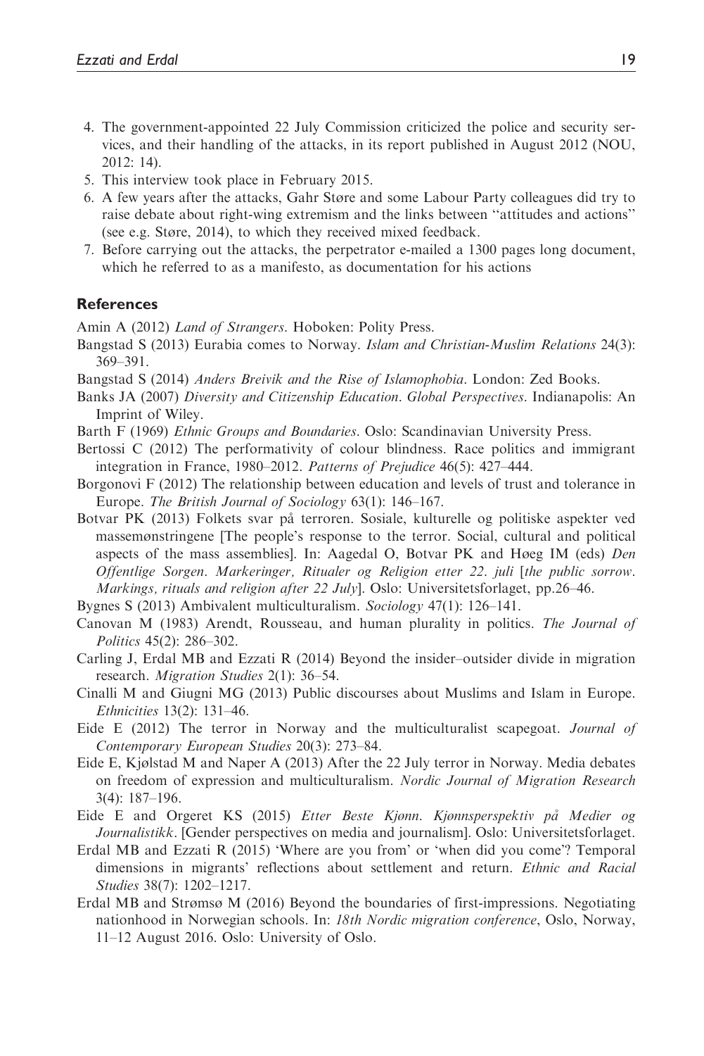4. The government-appointed 22 July Commission criticized the police and security services, and their handling of the attacks, in its report published in August 2012 (NOU, 2012: 14).
5. This interview took place in February 2015.
6. A few years after the attacks, Gahr Støre and some Labour Party colleagues did try to raise debate about right-wing extremism and the links between ''attitudes and actions'' (see e.g. Støre, 2014), to which they received mixed feedback.
7. Before carrying out the attacks, the perpetrator e-mailed a 1300 pages long document, which he referred to as a manifesto, as documentation for his actions

## References

Amin A (2012) *Land of Strangers*. Hoboken: Polity Press.

Bangstad S (2013) Eurabia comes to Norway. *Islam and Christian-Muslim Relations* 24(3): 369–391.

Bangstad S (2014) *Anders Breivik and the Rise of Islamophobia*. London: Zed Books.

Banks JA (2007) *Diversity and Citizenship Education. Global Perspectives*. Indianapolis: An Imprint of Wiley.

Barth F (1969) *Ethnic Groups and Boundaries*. Oslo: Scandinavian University Press.

Bertossi C (2012) The performativity of colour blindness. Race politics and immigrant integration in France, 1980–2012. *Patterns of Prejudice* 46(5): 427–444.

Borgonovi F (2012) The relationship between education and levels of trust and tolerance in Europe. *The British Journal of Sociology* 63(1): 146–167.

Botvar PK (2013) Folkets svar på terroren. Sosiale, kulturelle og politiske aspekter ved massemønstringene [The people's response to the terror. Social, cultural and political aspects of the mass assemblies]. In: Aagedal O, Botvar PK and Høeg IM (eds) *Den Offentlige Sorgen. Markeringer, Ritualer og Religion etter 22. juli* [*the public sorrow. Markings, rituals and religion after 22 July*]. Oslo: Universitetsforlaget, pp.26–46.

Bygnes S (2013) Ambivalent multiculturalism. *Sociology* 47(1): 126–141.

Canovan M (1983) Arendt, Rousseau, and human plurality in politics. *The Journal of Politics* 45(2): 286–302.

Carling J, Erdal MB and Ezzati R (2014) Beyond the insider–outsider divide in migration research. *Migration Studies* 2(1): 36–54.

Cinalli M and Giugni MG (2013) Public discourses about Muslims and Islam in Europe. *Ethnicities* 13(2): 131–46.

Eide E (2012) The terror in Norway and the multiculturalist scapegoat. *Journal of Contemporary European Studies* 20(3): 273–84.

Eide E, Kjølstad M and Naper A (2013) After the 22 July terror in Norway. Media debates on freedom of expression and multiculturalism. *Nordic Journal of Migration Research* 3(4): 187–196.

Eide E and Orgeret KS (2015) *Etter Beste Kjønn. Kjønnsperspektiv på Medier og Journalistikk*. [Gender perspectives on media and journalism]. Oslo: Universitetsforlaget.

Erdal MB and Ezzati R (2015) 'Where are you from' or 'when did you come'? Temporal dimensions in migrants' reflections about settlement and return. *Ethnic and Racial Studies* 38(7): 1202–1217.

Erdal MB and Strømsø M (2016) Beyond the boundaries of first-impressions. Negotiating nationhood in Norwegian schools. In: *18th Nordic migration conference*, Oslo, Norway, 11–12 August 2016. Oslo: University of Oslo.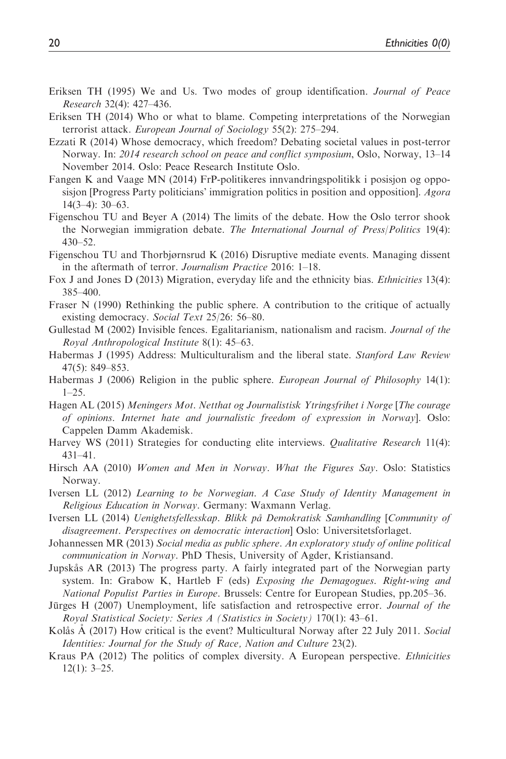Eriksen TH (1995) We and Us. Two modes of group identification. *Journal of Peace Research* 32(4): 427–436.

Eriksen TH (2014) Who or what to blame. Competing interpretations of the Norwegian terrorist attack. *European Journal of Sociology* 55(2): 275–294.

Ezzati R (2014) Whose democracy, which freedom? Debating societal values in post-terror Norway. In: *2014 research school on peace and conflict symposium*, Oslo, Norway, 13–14 November 2014. Oslo: Peace Research Institute Oslo.

Fangen K and Vaage MN (2014) FrP-politikeres innvandringspolitikk i posisjon og opposisjon [Progress Party politicians' immigration politics in position and opposition]. *Agora* 14(3–4): 30–63.

Figenschou TU and Beyer A (2014) The limits of the debate. How the Oslo terror shook the Norwegian immigration debate. *The International Journal of Press/Politics* 19(4): 430–52.

Figenschou TU and Thorbjørnsrud K (2016) Disruptive mediate events. Managing dissent in the aftermath of terror. *Journalism Practice* 2016: 1–18.

Fox J and Jones D (2013) Migration, everyday life and the ethnicity bias. *Ethnicities* 13(4): 385–400.

Fraser N (1990) Rethinking the public sphere. A contribution to the critique of actually existing democracy. *Social Text* 25/26: 56–80.

Gullestad M (2002) Invisible fences. Egalitarianism, nationalism and racism. *Journal of the Royal Anthropological Institute* 8(1): 45–63.

Habermas J (1995) Address: Multiculturalism and the liberal state. *Stanford Law Review* 47(5): 849–853.

Habermas J (2006) Religion in the public sphere. *European Journal of Philosophy* 14(1): 1–25.

Hagen AL (2015) *Meningers Mot. Netthat og Journalistisk Ytringsfrihet i Norge* [*The courage of opinions. Internet hate and journalistic freedom of expression in Norway*]. Oslo: Cappelen Damm Akademisk.

Harvey WS (2011) Strategies for conducting elite interviews. *Qualitative Research* 11(4): 431–41.

Hirsch AA (2010) *Women and Men in Norway. What the Figures Say*. Oslo: Statistics Norway.

Iversen LL (2012) *Learning to be Norwegian. A Case Study of Identity Management in Religious Education in Norway*. Germany: Waxmann Verlag.

Iversen LL (2014) *Uenighetsfellesskap. Blikk på Demokratisk Samhandling* [*Community of disagreement. Perspectives on democratic interaction*] Oslo: Universitetsforlaget.

Johannessen MR (2013) *Social media as public sphere. An exploratory study of online political communication in Norway*. PhD Thesis, University of Agder, Kristiansand.

Jupskås AR (2013) The progress party. A fairly integrated part of the Norwegian party system. In: Grabow K, Hartleb F (eds) *Exposing the Demagogues. Right-wing and National Populist Parties in Europe*. Brussels: Centre for European Studies, pp.205–36.

Jürges H (2007) Unemployment, life satisfaction and retrospective error. *Journal of the Royal Statistical Society: Series A (Statistics in Society)* 170(1): 43–61.

Kolås Å (2017) How critical is the event? Multicultural Norway after 22 July 2011. *Social Identities: Journal for the Study of Race, Nation and Culture* 23(2).

Kraus PA (2012) The politics of complex diversity. A European perspective. *Ethnicities* 12(1): 3–25.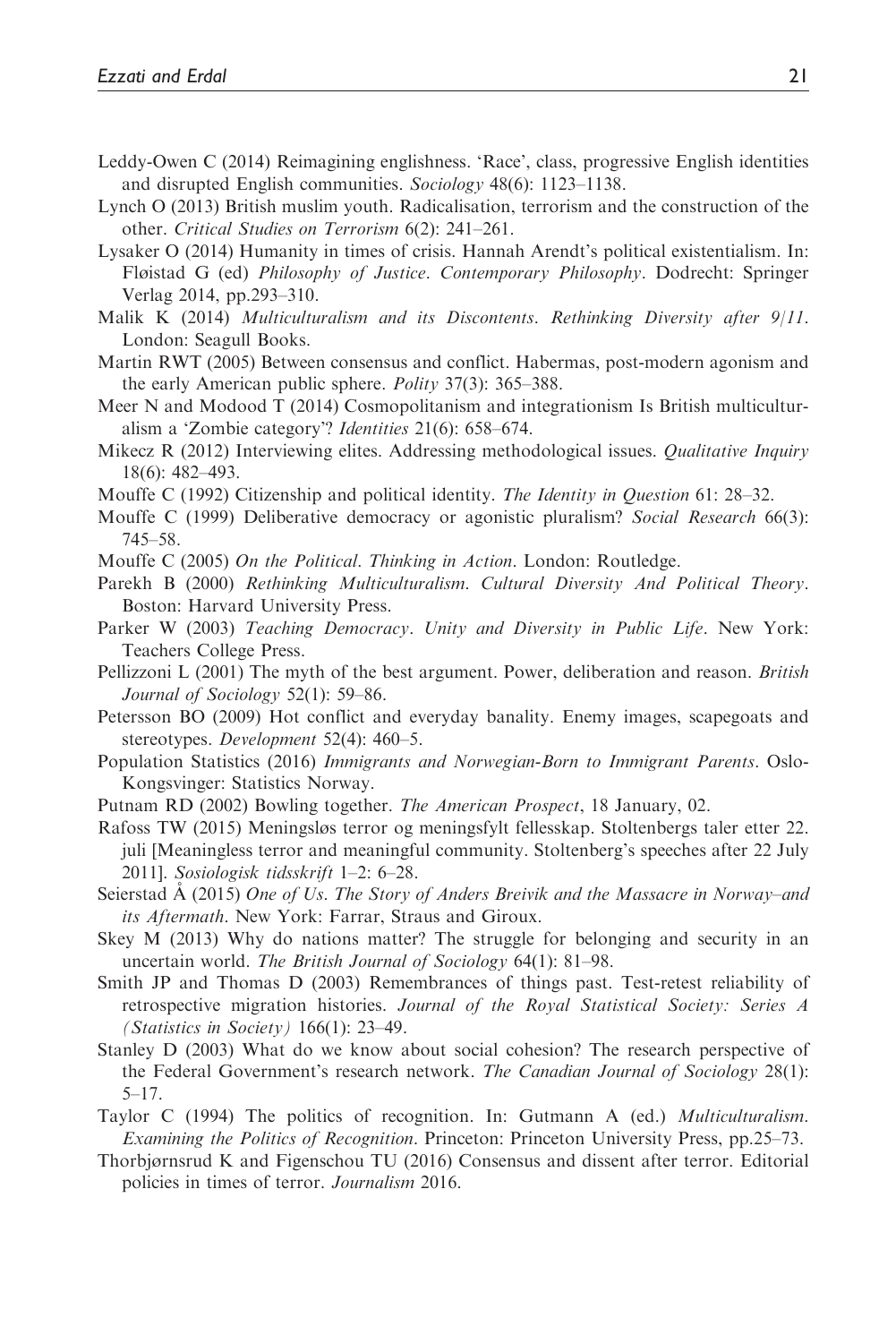Leddy-Owen C (2014) Reimagining englishness. 'Race', class, progressive English identities and disrupted English communities. *Sociology* 48(6): 1123–1138.

Lynch O (2013) British muslim youth. Radicalisation, terrorism and the construction of the other. *Critical Studies on Terrorism* 6(2): 241–261.

Lysaker O (2014) Humanity in times of crisis. Hannah Arendt's political existentialism. In: Fløistad G (ed) *Philosophy of Justice*. *Contemporary Philosophy*. Dodrecht: Springer Verlag 2014, pp.293–310.

Malik K (2014) *Multiculturalism and its Discontents*. *Rethinking Diversity after 9/11*. London: Seagull Books.

Martin RWT (2005) Between consensus and conflict. Habermas, post-modern agonism and the early American public sphere. *Polity* 37(3): 365–388.

Meer N and Modood T (2014) Cosmopolitanism and integrationism Is British multiculturalism a 'Zombie category'? *Identities* 21(6): 658–674.

Mikecz R (2012) Interviewing elites. Addressing methodological issues. *Qualitative Inquiry* 18(6): 482–493.

Mouffe C (1992) Citizenship and political identity. *The Identity in Question* 61: 28–32.

Mouffe C (1999) Deliberative democracy or agonistic pluralism? *Social Research* 66(3): 745–58.

Mouffe C (2005) *On the Political*. *Thinking in Action*. London: Routledge.

Parekh B (2000) *Rethinking Multiculturalism*. *Cultural Diversity And Political Theory*. Boston: Harvard University Press.

Parker W (2003) *Teaching Democracy*. *Unity and Diversity in Public Life*. New York: Teachers College Press.

Pellizzoni L (2001) The myth of the best argument. Power, deliberation and reason. *British Journal of Sociology* 52(1): 59–86.

Petersson BO (2009) Hot conflict and everyday banality. Enemy images, scapegoats and stereotypes. *Development* 52(4): 460–5.

Population Statistics (2016) *Immigrants and Norwegian-Born to Immigrant Parents*. Oslo-Kongsvinger: Statistics Norway.

Putnam RD (2002) Bowling together. *The American Prospect*, 18 January, 02.

Rafoss TW (2015) Meningsløs terror og meningsfylt fellesskap. Stoltenbergs taler etter 22. juli [Meaningless terror and meaningful community. Stoltenberg's speeches after 22 July 2011]. *Sosiologisk tidsskrift* 1–2: 6–28.

Seierstad Å (2015) *One of Us*. *The Story of Anders Breivik and the Massacre in Norway–and its Aftermath*. New York: Farrar, Straus and Giroux.

Skey M (2013) Why do nations matter? The struggle for belonging and security in an uncertain world. *The British Journal of Sociology* 64(1): 81–98.

Smith JP and Thomas D (2003) Remembrances of things past. Test-retest reliability of retrospective migration histories. *Journal of the Royal Statistical Society: Series A (Statistics in Society)* 166(1): 23–49.

Stanley D (2003) What do we know about social cohesion? The research perspective of the Federal Government's research network. *The Canadian Journal of Sociology* 28(1): 5–17.

Taylor C (1994) The politics of recognition. In: Gutmann A (ed.) *Multiculturalism*. *Examining the Politics of Recognition*. Princeton: Princeton University Press, pp.25–73.

Thorbjørnsrud K and Figenschou TU (2016) Consensus and dissent after terror. Editorial policies in times of terror. *Journalism* 2016.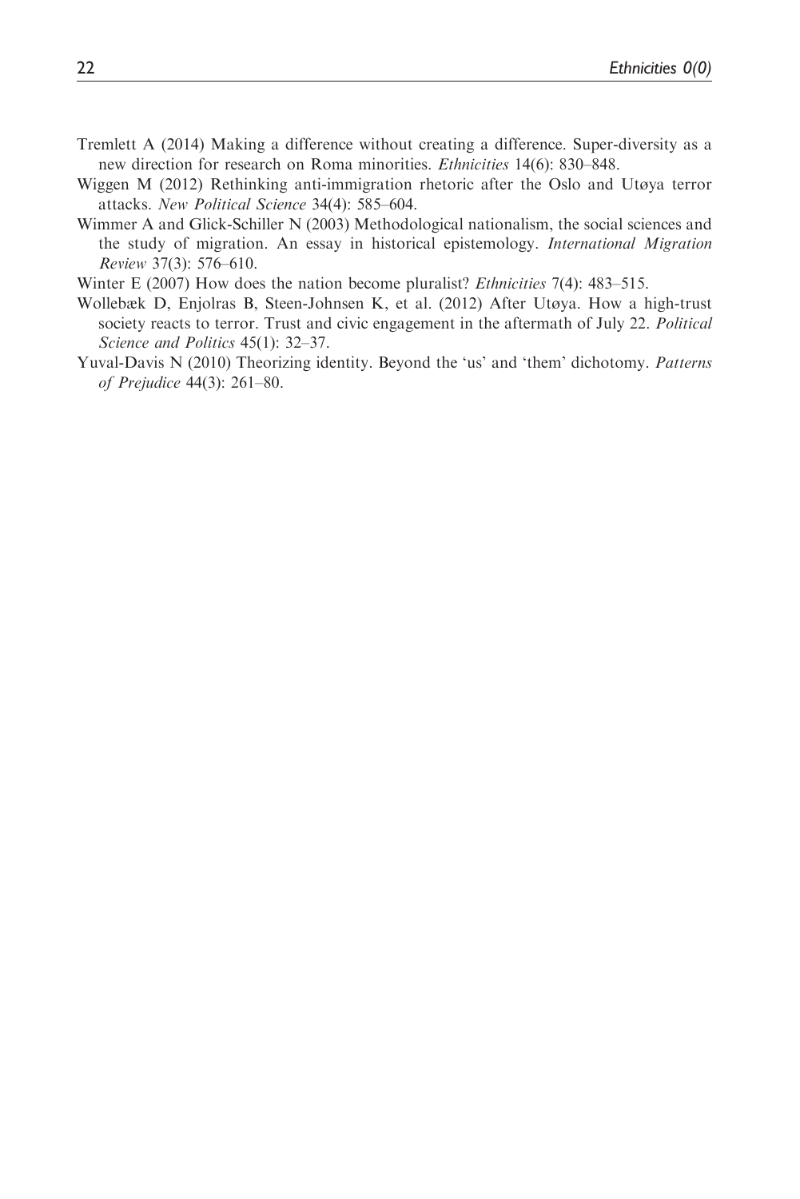Tremlett A (2014) Making a difference without creating a difference. Super-diversity as a new direction for research on Roma minorities. *Ethnicities* 14(6): 830–848.

Wiggen M (2012) Rethinking anti-immigration rhetoric after the Oslo and Utøya terror attacks. *New Political Science* 34(4): 585–604.

Wimmer A and Glick-Schiller N (2003) Methodological nationalism, the social sciences and the study of migration. An essay in historical epistemology. *International Migration Review* 37(3): 576–610.

Winter E (2007) How does the nation become pluralist? *Ethnicities* 7(4): 483–515.

Wollebæk D, Enjolras B, Steen-Johnsen K, et al. (2012) After Utøya. How a high-trust society reacts to terror. Trust and civic engagement in the aftermath of July 22. *Political Science and Politics* 45(1): 32–37.

Yuval-Davis N (2010) Theorizing identity. Beyond the 'us' and 'them' dichotomy. *Patterns of Prejudice* 44(3): 261–80.